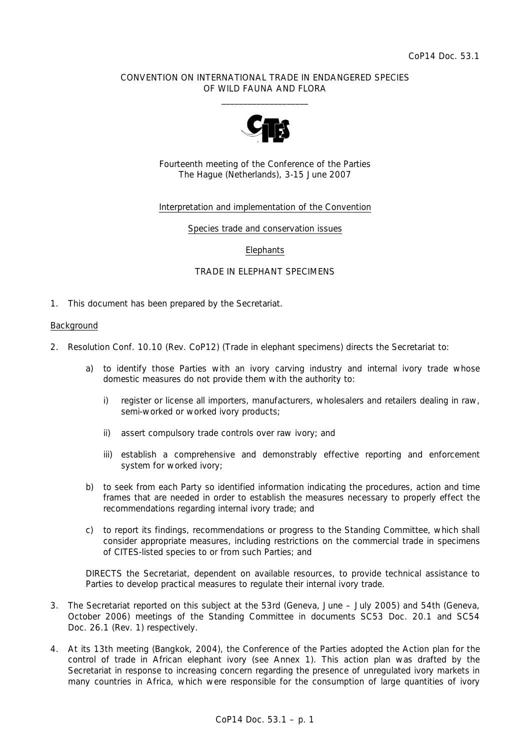CoP14 Doc. 53.1

CONVENTION ON INTERNATIONAL TRADE IN ENDANGERED SPECIES OF WILD FAUNA AND FLORA

\_\_\_\_\_\_\_\_\_\_\_\_\_\_\_\_\_\_\_\_

Fourteenth meeting of the Conference of the Parties
The Hague (Netherlands), 3-15 June 2007

Interpretation and implementation of the Convention

Species trade and conservation issues

Elephants

TRADE IN ELEPHANT SPECIMENS

1. This document has been prepared by the Secretariat.

Background

2. Resolution Conf. 10.10 (Rev. CoP12) (Trade in elephant specimens) directs the Secretariat to:

    a) to identify those Parties with an ivory carving industry and internal ivory trade whose domestic measures do not provide them with the authority to:

        i) register or license all importers, manufacturers, wholesalers and retailers dealing in raw, semi-worked or worked ivory products;

        ii) assert compulsory trade controls over raw ivory; and

        iii) establish a comprehensive and demonstrably effective reporting and enforcement system for worked ivory;

    b) to seek from each Party so identified information indicating the procedures, action and time frames that are needed in order to establish the measures necessary to properly effect the recommendations regarding internal ivory trade; and

    c) to report its findings, recommendations or progress to the Standing Committee, which shall consider appropriate measures, including restrictions on the commercial trade in specimens of CITES-listed species to or from such Parties; and

    DIRECTS the Secretariat, dependent on available resources, to provide technical assistance to Parties to develop practical measures to regulate their internal ivory trade.

3. The Secretariat reported on this subject at the 53rd (Geneva, June – July 2005) and 54th (Geneva, October 2006) meetings of the Standing Committee in documents SC53 Doc. 20.1 and SC54 Doc. 26.1 (Rev. 1) respectively.

4. At its 13th meeting (Bangkok, 2004), the Conference of the Parties adopted the Action plan for the control of trade in African elephant ivory (see Annex 1). This action plan was drafted by the Secretariat in response to increasing concern regarding the presence of unregulated ivory markets in many countries in Africa, which were responsible for the consumption of large quantities of ivory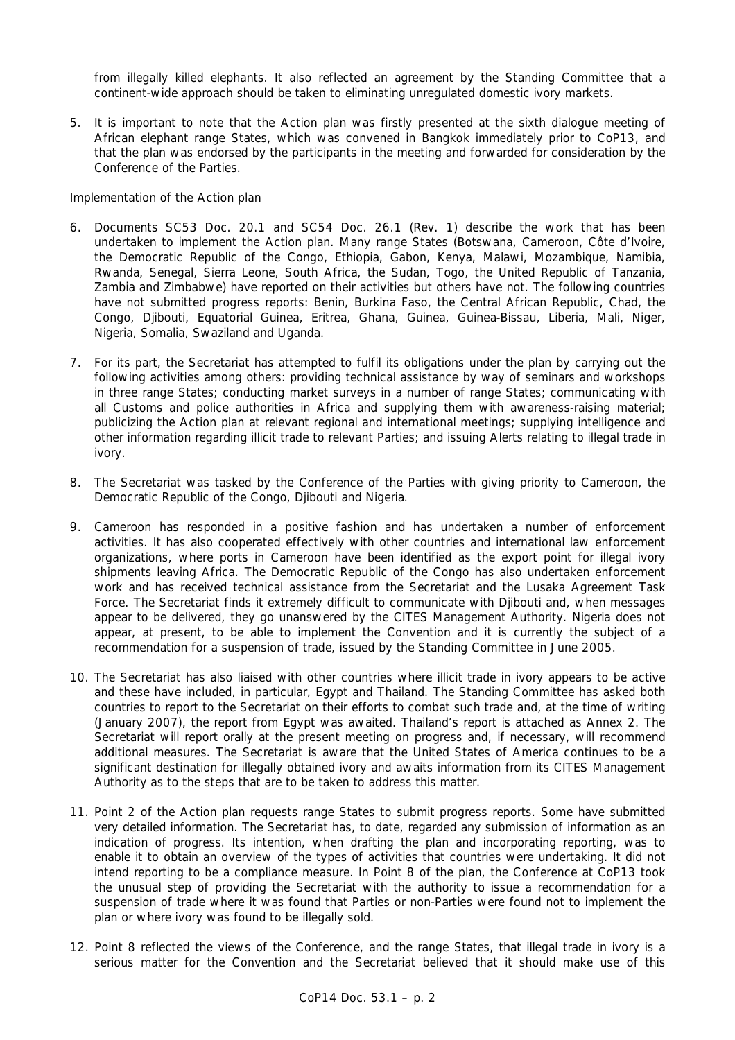from illegally killed elephants. It also reflected an agreement by the Standing Committee that a continent-wide approach should be taken to eliminating unregulated domestic ivory markets.

5. It is important to note that the Action plan was firstly presented at the sixth dialogue meeting of African elephant range States, which was convened in Bangkok immediately prior to CoP13, and that the plan was endorsed by the participants in the meeting and forwarded for consideration by the Conference of the Parties.

Implementation of the Action plan

6. Documents SC53 Doc. 20.1 and SC54 Doc. 26.1 (Rev. 1) describe the work that has been undertaken to implement the Action plan. Many range States (Botswana, Cameroon, Côte d'Ivoire, the Democratic Republic of the Congo, Ethiopia, Gabon, Kenya, Malawi, Mozambique, Namibia, Rwanda, Senegal, Sierra Leone, South Africa, the Sudan, Togo, the United Republic of Tanzania, Zambia and Zimbabwe) have reported on their activities but others have not. The following countries have not submitted progress reports: Benin, Burkina Faso, the Central African Republic, Chad, the Congo, Djibouti, Equatorial Guinea, Eritrea, Ghana, Guinea, Guinea-Bissau, Liberia, Mali, Niger, Nigeria, Somalia, Swaziland and Uganda.

7. For its part, the Secretariat has attempted to fulfil its obligations under the plan by carrying out the following activities among others: providing technical assistance by way of seminars and workshops in three range States; conducting market surveys in a number of range States; communicating with all Customs and police authorities in Africa and supplying them with awareness-raising material; publicizing the Action plan at relevant regional and international meetings; supplying intelligence and other information regarding illicit trade to relevant Parties; and issuing Alerts relating to illegal trade in ivory.

8. The Secretariat was tasked by the Conference of the Parties with giving priority to Cameroon, the Democratic Republic of the Congo, Djibouti and Nigeria.

9. Cameroon has responded in a positive fashion and has undertaken a number of enforcement activities. It has also cooperated effectively with other countries and international law enforcement organizations, where ports in Cameroon have been identified as the export point for illegal ivory shipments leaving Africa. The Democratic Republic of the Congo has also undertaken enforcement work and has received technical assistance from the Secretariat and the Lusaka Agreement Task Force. The Secretariat finds it extremely difficult to communicate with Djibouti and, when messages appear to be delivered, they go unanswered by the CITES Management Authority. Nigeria does not appear, at present, to be able to implement the Convention and it is currently the subject of a recommendation for a suspension of trade, issued by the Standing Committee in June 2005.

10. The Secretariat has also liaised with other countries where illicit trade in ivory appears to be active and these have included, in particular, Egypt and Thailand. The Standing Committee has asked both countries to report to the Secretariat on their efforts to combat such trade and, at the time of writing (January 2007), the report from Egypt was awaited. Thailand's report is attached as Annex 2. The Secretariat will report orally at the present meeting on progress and, if necessary, will recommend additional measures. The Secretariat is aware that the United States of America continues to be a significant destination for illegally obtained ivory and awaits information from its CITES Management Authority as to the steps that are to be taken to address this matter.

11. Point 2 of the Action plan requests range States to submit progress reports. Some have submitted very detailed information. The Secretariat has, to date, regarded any submission of information as an indication of progress. Its intention, when drafting the plan and incorporating reporting, was to enable it to obtain an overview of the types of activities that countries were undertaking. It did not intend reporting to be a compliance measure. In Point 8 of the plan, the Conference at CoP13 took the unusual step of providing the Secretariat with the authority to issue a recommendation for a suspension of trade where it was found that Parties or non-Parties were found not to implement the plan or where ivory was found to be illegally sold.

12. Point 8 reflected the views of the Conference, and the range States, that illegal trade in ivory is a serious matter for the Convention and the Secretariat believed that it should make use of this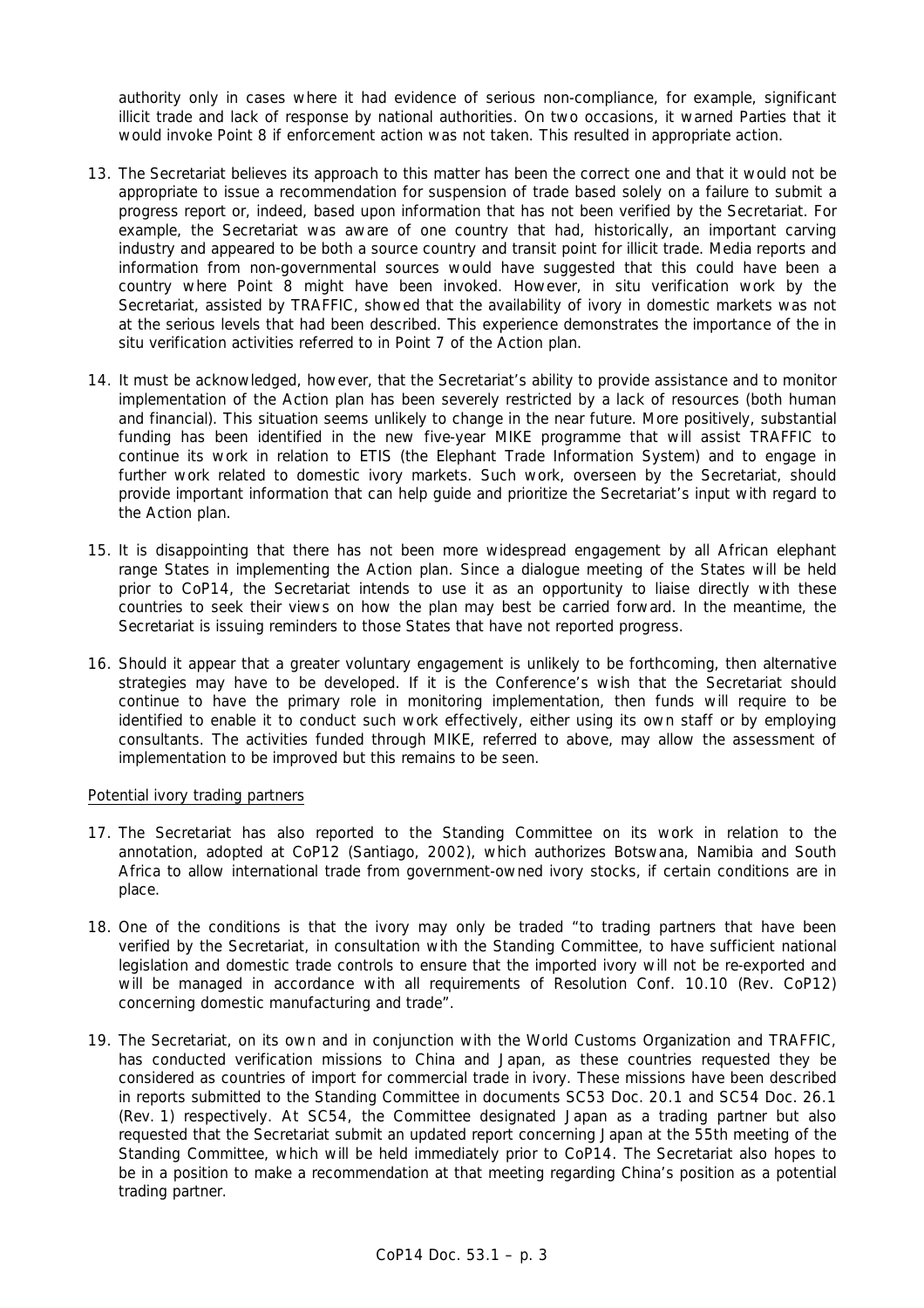authority only in cases where it had evidence of serious non-compliance, for example, significant illicit trade and lack of response by national authorities. On two occasions, it warned Parties that it would invoke Point 8 if enforcement action was not taken. This resulted in appropriate action.

13. The Secretariat believes its approach to this matter has been the correct one and that it would not be appropriate to issue a recommendation for suspension of trade based solely on a failure to submit a progress report or, indeed, based upon information that has not been verified by the Secretariat. For example, the Secretariat was aware of one country that had, historically, an important carving industry and appeared to be both a source country and transit point for illicit trade. Media reports and information from non-governmental sources would have suggested that this could have been a country where Point 8 might have been invoked. However, in situ verification work by the Secretariat, assisted by TRAFFIC, showed that the availability of ivory in domestic markets was not at the serious levels that had been described. This experience demonstrates the importance of the in situ verification activities referred to in Point 7 of the Action plan.

14. It must be acknowledged, however, that the Secretariat's ability to provide assistance and to monitor implementation of the Action plan has been severely restricted by a lack of resources (both human and financial). This situation seems unlikely to change in the near future. More positively, substantial funding has been identified in the new five-year MIKE programme that will assist TRAFFIC to continue its work in relation to ETIS (the Elephant Trade Information System) and to engage in further work related to domestic ivory markets. Such work, overseen by the Secretariat, should provide important information that can help guide and prioritize the Secretariat's input with regard to the Action plan.

15. It is disappointing that there has not been more widespread engagement by all African elephant range States in implementing the Action plan. Since a dialogue meeting of the States will be held prior to CoP14, the Secretariat intends to use it as an opportunity to liaise directly with these countries to seek their views on how the plan may best be carried forward. In the meantime, the Secretariat is issuing reminders to those States that have not reported progress.

16. Should it appear that a greater voluntary engagement is unlikely to be forthcoming, then alternative strategies may have to be developed. If it is the Conference's wish that the Secretariat should continue to have the primary role in monitoring implementation, then funds will require to be identified to enable it to conduct such work effectively, either using its own staff or by employing consultants. The activities funded through MIKE, referred to above, may allow the assessment of implementation to be improved but this remains to be seen.

Potential ivory trading partners

17. The Secretariat has also reported to the Standing Committee on its work in relation to the annotation, adopted at CoP12 (Santiago, 2002), which authorizes Botswana, Namibia and South Africa to allow international trade from government-owned ivory stocks, if certain conditions are in place.

18. One of the conditions is that the ivory may only be traded "to trading partners that have been verified by the Secretariat, in consultation with the Standing Committee, to have sufficient national legislation and domestic trade controls to ensure that the imported ivory will not be re-exported and will be managed in accordance with all requirements of Resolution Conf. 10.10 (Rev. CoP12) concerning domestic manufacturing and trade".

19. The Secretariat, on its own and in conjunction with the World Customs Organization and TRAFFIC, has conducted verification missions to China and Japan, as these countries requested they be considered as countries of import for commercial trade in ivory. These missions have been described in reports submitted to the Standing Committee in documents SC53 Doc. 20.1 and SC54 Doc. 26.1 (Rev. 1) respectively. At SC54, the Committee designated Japan as a trading partner but also requested that the Secretariat submit an updated report concerning Japan at the 55th meeting of the Standing Committee, which will be held immediately prior to CoP14. The Secretariat also hopes to be in a position to make a recommendation at that meeting regarding China's position as a potential trading partner.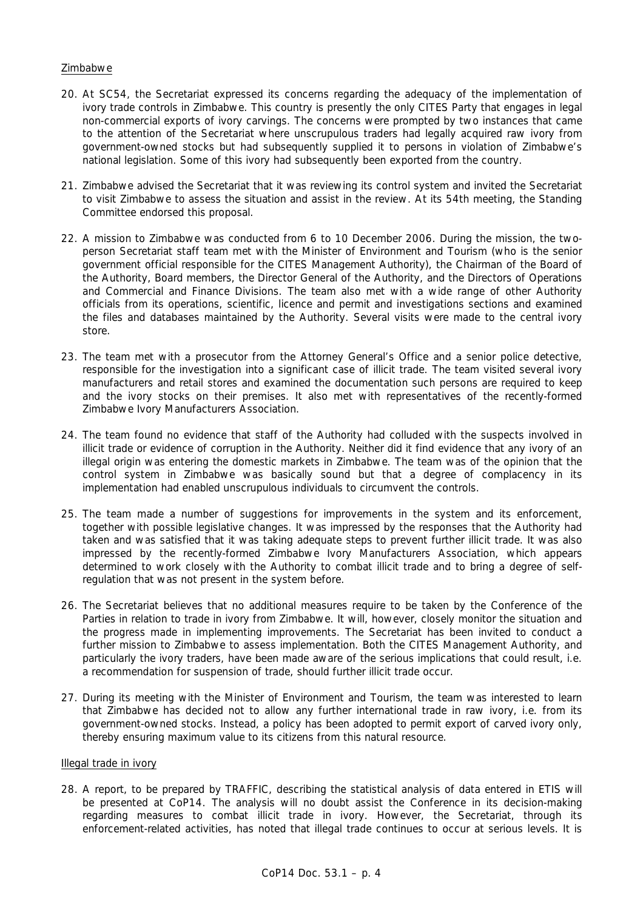Zimbabwe

20. At SC54, the Secretariat expressed its concerns regarding the adequacy of the implementation of ivory trade controls in Zimbabwe. This country is presently the only CITES Party that engages in legal non-commercial exports of ivory carvings. The concerns were prompted by two instances that came to the attention of the Secretariat where unscrupulous traders had legally acquired raw ivory from government-owned stocks but had subsequently supplied it to persons in violation of Zimbabwe's national legislation. Some of this ivory had subsequently been exported from the country.

21. Zimbabwe advised the Secretariat that it was reviewing its control system and invited the Secretariat to visit Zimbabwe to assess the situation and assist in the review. At its 54th meeting, the Standing Committee endorsed this proposal.

22. A mission to Zimbabwe was conducted from 6 to 10 December 2006. During the mission, the two-person Secretariat staff team met with the Minister of Environment and Tourism (who is the senior government official responsible for the CITES Management Authority), the Chairman of the Board of the Authority, Board members, the Director General of the Authority, and the Directors of Operations and Commercial and Finance Divisions. The team also met with a wide range of other Authority officials from its operations, scientific, licence and permit and investigations sections and examined the files and databases maintained by the Authority. Several visits were made to the central ivory store.

23. The team met with a prosecutor from the Attorney General's Office and a senior police detective, responsible for the investigation into a significant case of illicit trade. The team visited several ivory manufacturers and retail stores and examined the documentation such persons are required to keep and the ivory stocks on their premises. It also met with representatives of the recently-formed Zimbabwe Ivory Manufacturers Association.

24. The team found no evidence that staff of the Authority had colluded with the suspects involved in illicit trade or evidence of corruption in the Authority. Neither did it find evidence that any ivory of an illegal origin was entering the domestic markets in Zimbabwe. The team was of the opinion that the control system in Zimbabwe was basically sound but that a degree of complacency in its implementation had enabled unscrupulous individuals to circumvent the controls.

25. The team made a number of suggestions for improvements in the system and its enforcement, together with possible legislative changes. It was impressed by the responses that the Authority had taken and was satisfied that it was taking adequate steps to prevent further illicit trade. It was also impressed by the recently-formed Zimbabwe Ivory Manufacturers Association, which appears determined to work closely with the Authority to combat illicit trade and to bring a degree of self-regulation that was not present in the system before.

26. The Secretariat believes that no additional measures require to be taken by the Conference of the Parties in relation to trade in ivory from Zimbabwe. It will, however, closely monitor the situation and the progress made in implementing improvements. The Secretariat has been invited to conduct a further mission to Zimbabwe to assess implementation. Both the CITES Management Authority, and particularly the ivory traders, have been made aware of the serious implications that could result, i.e. a recommendation for suspension of trade, should further illicit trade occur.

27. During its meeting with the Minister of Environment and Tourism, the team was interested to learn that Zimbabwe has decided not to allow any further international trade in raw ivory, i.e. from its government-owned stocks. Instead, a policy has been adopted to permit export of carved ivory only, thereby ensuring maximum value to its citizens from this natural resource.

Illegal trade in ivory

28. A report, to be prepared by TRAFFIC, describing the statistical analysis of data entered in ETIS will be presented at CoP14. The analysis will no doubt assist the Conference in its decision-making regarding measures to combat illicit trade in ivory. However, the Secretariat, through its enforcement-related activities, has noted that illegal trade continues to occur at serious levels. It is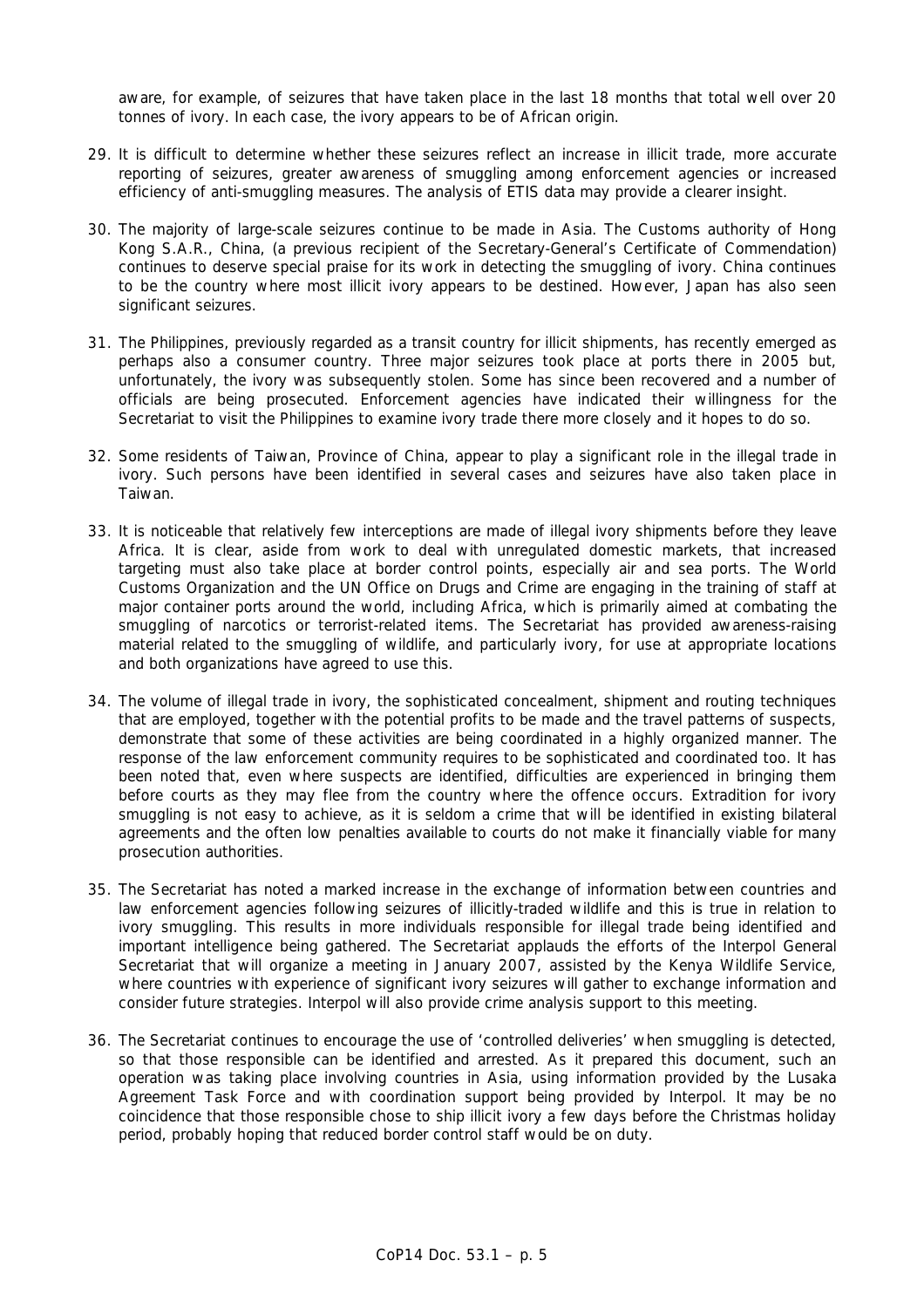aware, for example, of seizures that have taken place in the last 18 months that total well over 20 tonnes of ivory. In each case, the ivory appears to be of African origin.

29. It is difficult to determine whether these seizures reflect an increase in illicit trade, more accurate reporting of seizures, greater awareness of smuggling among enforcement agencies or increased efficiency of anti-smuggling measures. The analysis of ETIS data may provide a clearer insight.

30. The majority of large-scale seizures continue to be made in Asia. The Customs authority of Hong Kong S.A.R., China, (a previous recipient of the Secretary-General's Certificate of Commendation) continues to deserve special praise for its work in detecting the smuggling of ivory. China continues to be the country where most illicit ivory appears to be destined. However, Japan has also seen significant seizures.

31. The Philippines, previously regarded as a transit country for illicit shipments, has recently emerged as perhaps also a consumer country. Three major seizures took place at ports there in 2005 but, unfortunately, the ivory was subsequently stolen. Some has since been recovered and a number of officials are being prosecuted. Enforcement agencies have indicated their willingness for the Secretariat to visit the Philippines to examine ivory trade there more closely and it hopes to do so.

32. Some residents of Taiwan, Province of China, appear to play a significant role in the illegal trade in ivory. Such persons have been identified in several cases and seizures have also taken place in Taiwan.

33. It is noticeable that relatively few interceptions are made of illegal ivory shipments before they leave Africa. It is clear, aside from work to deal with unregulated domestic markets, that increased targeting must also take place at border control points, especially air and sea ports. The World Customs Organization and the UN Office on Drugs and Crime are engaging in the training of staff at major container ports around the world, including Africa, which is primarily aimed at combating the smuggling of narcotics or terrorist-related items. The Secretariat has provided awareness-raising material related to the smuggling of wildlife, and particularly ivory, for use at appropriate locations and both organizations have agreed to use this.

34. The volume of illegal trade in ivory, the sophisticated concealment, shipment and routing techniques that are employed, together with the potential profits to be made and the travel patterns of suspects, demonstrate that some of these activities are being coordinated in a highly organized manner. The response of the law enforcement community requires to be sophisticated and coordinated too. It has been noted that, even where suspects are identified, difficulties are experienced in bringing them before courts as they may flee from the country where the offence occurs. Extradition for ivory smuggling is not easy to achieve, as it is seldom a crime that will be identified in existing bilateral agreements and the often low penalties available to courts do not make it financially viable for many prosecution authorities.

35. The Secretariat has noted a marked increase in the exchange of information between countries and law enforcement agencies following seizures of illicitly-traded wildlife and this is true in relation to ivory smuggling. This results in more individuals responsible for illegal trade being identified and important intelligence being gathered. The Secretariat applauds the efforts of the Interpol General Secretariat that will organize a meeting in January 2007, assisted by the Kenya Wildlife Service, where countries with experience of significant ivory seizures will gather to exchange information and consider future strategies. Interpol will also provide crime analysis support to this meeting.

36. The Secretariat continues to encourage the use of 'controlled deliveries' when smuggling is detected, so that those responsible can be identified and arrested. As it prepared this document, such an operation was taking place involving countries in Asia, using information provided by the Lusaka Agreement Task Force and with coordination support being provided by Interpol. It may be no coincidence that those responsible chose to ship illicit ivory a few days before the Christmas holiday period, probably hoping that reduced border control staff would be on duty.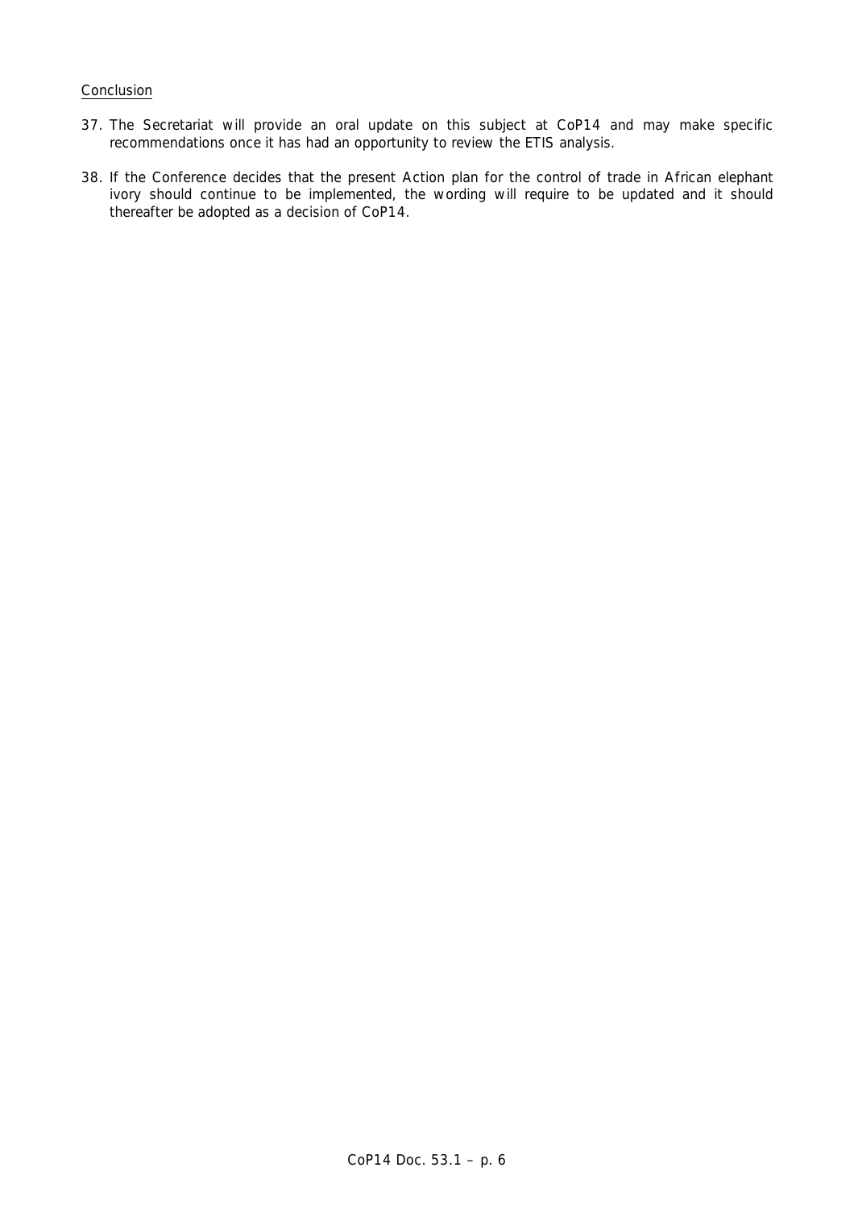Conclusion

37. The Secretariat will provide an oral update on this subject at CoP14 and may make specific recommendations once it has had an opportunity to review the ETIS analysis.

38. If the Conference decides that the present Action plan for the control of trade in African elephant ivory should continue to be implemented, the wording will require to be updated and it should thereafter be adopted as a decision of CoP14.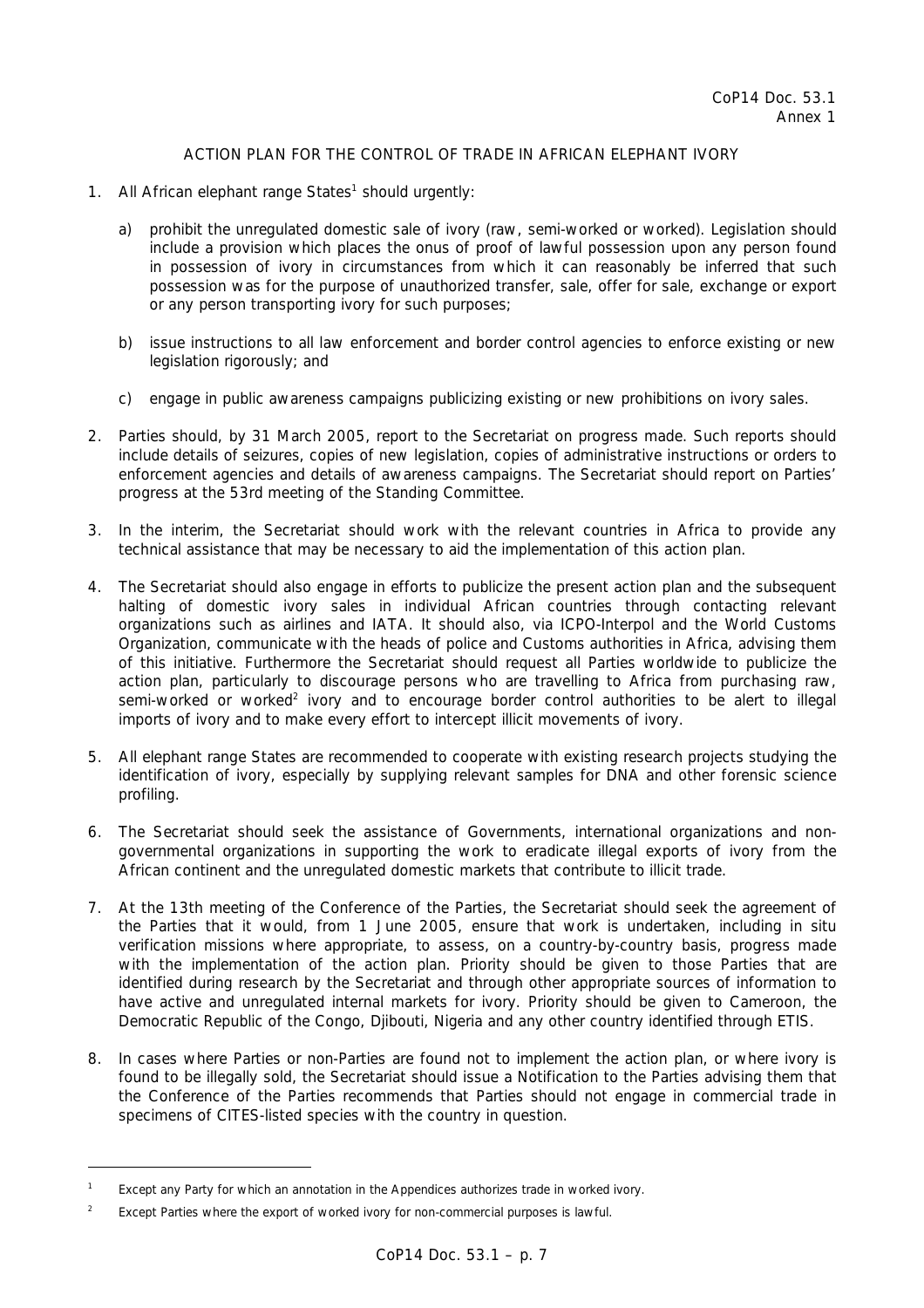CoP14 Doc. 53.1
Annex 1

## ACTION PLAN FOR THE CONTROL OF TRADE IN AFRICAN ELEPHANT IVORY

1. All African elephant range States[1] should urgently:

   a) prohibit the unregulated domestic sale of ivory (raw, semi-worked or worked). Legislation should include a provision which places the onus of proof of lawful possession upon any person found in possession of ivory in circumstances from which it can reasonably be inferred that such possession was for the purpose of unauthorized transfer, sale, offer for sale, exchange or export or any person transporting ivory for such purposes;

   b) issue instructions to all law enforcement and border control agencies to enforce existing or new legislation rigorously; and

   c) engage in public awareness campaigns publicizing existing or new prohibitions on ivory sales.

2. Parties should, by 31 March 2005, report to the Secretariat on progress made. Such reports should include details of seizures, copies of new legislation, copies of administrative instructions or orders to enforcement agencies and details of awareness campaigns. The Secretariat should report on Parties' progress at the 53rd meeting of the Standing Committee.

3. In the interim, the Secretariat should work with the relevant countries in Africa to provide any technical assistance that may be necessary to aid the implementation of this action plan.

4. The Secretariat should also engage in efforts to publicize the present action plan and the subsequent halting of domestic ivory sales in individual African countries through contacting relevant organizations such as airlines and IATA. It should also, via ICPO-Interpol and the World Customs Organization, communicate with the heads of police and Customs authorities in Africa, advising them of this initiative. Furthermore the Secretariat should request all Parties worldwide to publicize the action plan, particularly to discourage persons who are travelling to Africa from purchasing raw, semi-worked or worked[2] ivory and to encourage border control authorities to be alert to illegal imports of ivory and to make every effort to intercept illicit movements of ivory.

5. All elephant range States are recommended to cooperate with existing research projects studying the identification of ivory, especially by supplying relevant samples for DNA and other forensic science profiling.

6. The Secretariat should seek the assistance of Governments, international organizations and non-governmental organizations in supporting the work to eradicate illegal exports of ivory from the African continent and the unregulated domestic markets that contribute to illicit trade.

7. At the 13th meeting of the Conference of the Parties, the Secretariat should seek the agreement of the Parties that it would, from 1 June 2005, ensure that work is undertaken, including in situ verification missions where appropriate, to assess, on a country-by-country basis, progress made with the implementation of the action plan. Priority should be given to those Parties that are identified during research by the Secretariat and through other appropriate sources of information to have active and unregulated internal markets for ivory. Priority should be given to Cameroon, the Democratic Republic of the Congo, Djibouti, Nigeria and any other country identified through ETIS.

8. In cases where Parties or non-Parties are found not to implement the action plan, or where ivory is found to be illegally sold, the Secretariat should issue a Notification to the Parties advising them that the Conference of the Parties recommends that Parties should not engage in commercial trade in specimens of CITES-listed species with the country in question.

---

[1] Except any Party for which an annotation in the Appendices authorizes trade in worked ivory.

[2] Except Parties where the export of worked ivory for non-commercial purposes is lawful.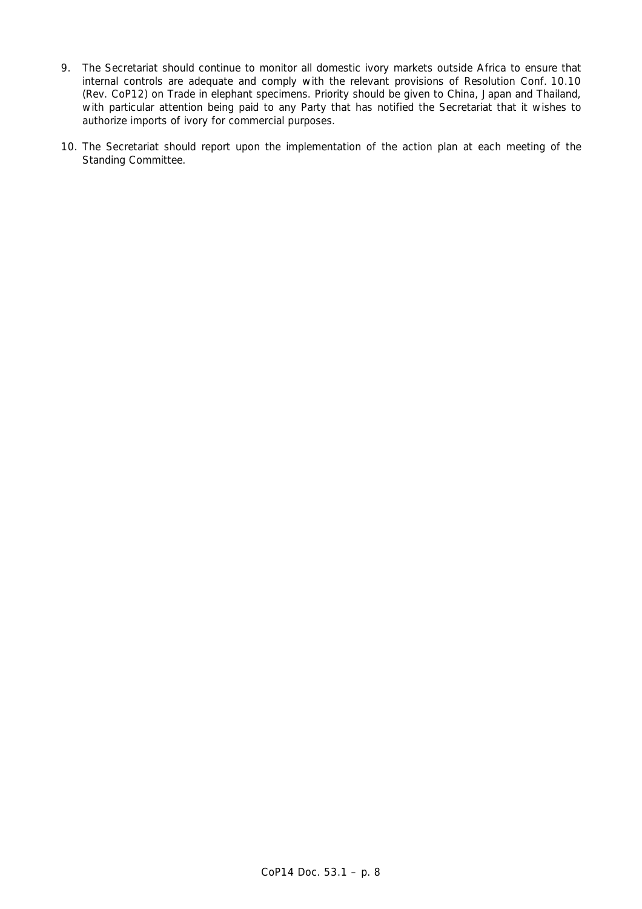9. The Secretariat should continue to monitor all domestic ivory markets outside Africa to ensure that internal controls are adequate and comply with the relevant provisions of Resolution Conf. 10.10 (Rev. CoP12) on Trade in elephant specimens. Priority should be given to China, Japan and Thailand, with particular attention being paid to any Party that has notified the Secretariat that it wishes to authorize imports of ivory for commercial purposes.

10. The Secretariat should report upon the implementation of the action plan at each meeting of the Standing Committee.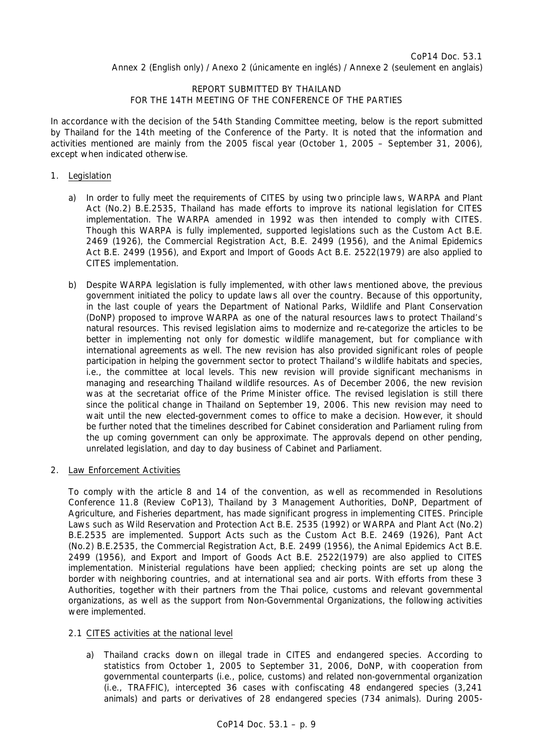CoP14 Doc. 53.1
Annex 2 (English only) / Anexo 2 (únicamente en inglés) / Annexe 2 (seulement en anglais)

REPORT SUBMITTED BY THAILAND
FOR THE 14TH MEETING OF THE CONFERENCE OF THE PARTIES

In accordance with the decision of the 54th Standing Committee meeting, below is the report submitted by Thailand for the 14th meeting of the Conference of the Party. It is noted that the information and activities mentioned are mainly from the 2005 fiscal year (October 1, 2005 – September 31, 2006), except when indicated otherwise.

1. Legislation

   a) In order to fully meet the requirements of CITES by using two principle laws, WARPA and Plant Act (No.2) B.E.2535, Thailand has made efforts to improve its national legislation for CITES implementation. The WARPA amended in 1992 was then intended to comply with CITES. Though this WARPA is fully implemented, supported legislations such as the Custom Act B.E. 2469 (1926), the Commercial Registration Act, B.E. 2499 (1956), and the Animal Epidemics Act B.E. 2499 (1956), and Export and Import of Goods Act B.E. 2522(1979) are also applied to CITES implementation.

   b) Despite WARPA legislation is fully implemented, with other laws mentioned above, the previous government initiated the policy to update laws all over the country. Because of this opportunity, in the last couple of years the Department of National Parks, Wildlife and Plant Conservation (DoNP) proposed to improve WARPA as one of the natural resources laws to protect Thailand's natural resources. This revised legislation aims to modernize and re-categorize the articles to be better in implementing not only for domestic wildlife management, but for compliance with international agreements as well. The new revision has also provided significant roles of people participation in helping the government sector to protect Thailand's wildlife habitats and species, i.e., the committee at local levels. This new revision will provide significant mechanisms in managing and researching Thailand wildlife resources. As of December 2006, the new revision was at the secretariat office of the Prime Minister office. The revised legislation is still there since the political change in Thailand on September 19, 2006. This new revision may need to wait until the new elected-government comes to office to make a decision. However, it should be further noted that the timelines described for Cabinet consideration and Parliament ruling from the up coming government can only be approximate. The approvals depend on other pending, unrelated legislation, and day to day business of Cabinet and Parliament.

2. Law Enforcement Activities

   To comply with the article 8 and 14 of the convention, as well as recommended in Resolutions Conference 11.8 (Review CoP13), Thailand by 3 Management Authorities, DoNP, Department of Agriculture, and Fisheries department, has made significant progress in implementing CITES. Principle Laws such as Wild Reservation and Protection Act B.E. 2535 (1992) or WARPA and Plant Act (No.2) B.E.2535 are implemented. Support Acts such as the Custom Act B.E. 2469 (1926), Pant Act (No.2) B.E.2535, the Commercial Registration Act, B.E. 2499 (1956), the Animal Epidemics Act B.E. 2499 (1956), and Export and Import of Goods Act B.E. 2522(1979) are also applied to CITES implementation. Ministerial regulations have been applied; checking points are set up along the border with neighboring countries, and at international sea and air ports. With efforts from these 3 Authorities, together with their partners from the Thai police, customs and relevant governmental organizations, as well as the support from Non-Governmental Organizations, the following activities were implemented.

   2.1 CITES activities at the national level

      a) Thailand cracks down on illegal trade in CITES and endangered species. According to statistics from October 1, 2005 to September 31, 2006, DoNP, with cooperation from governmental counterparts (i.e., police, customs) and related non-governmental organization (i.e., TRAFFIC), intercepted 36 cases with confiscating 48 endangered species (3,241 animals) and parts or derivatives of 28 endangered species (734 animals). During 2005-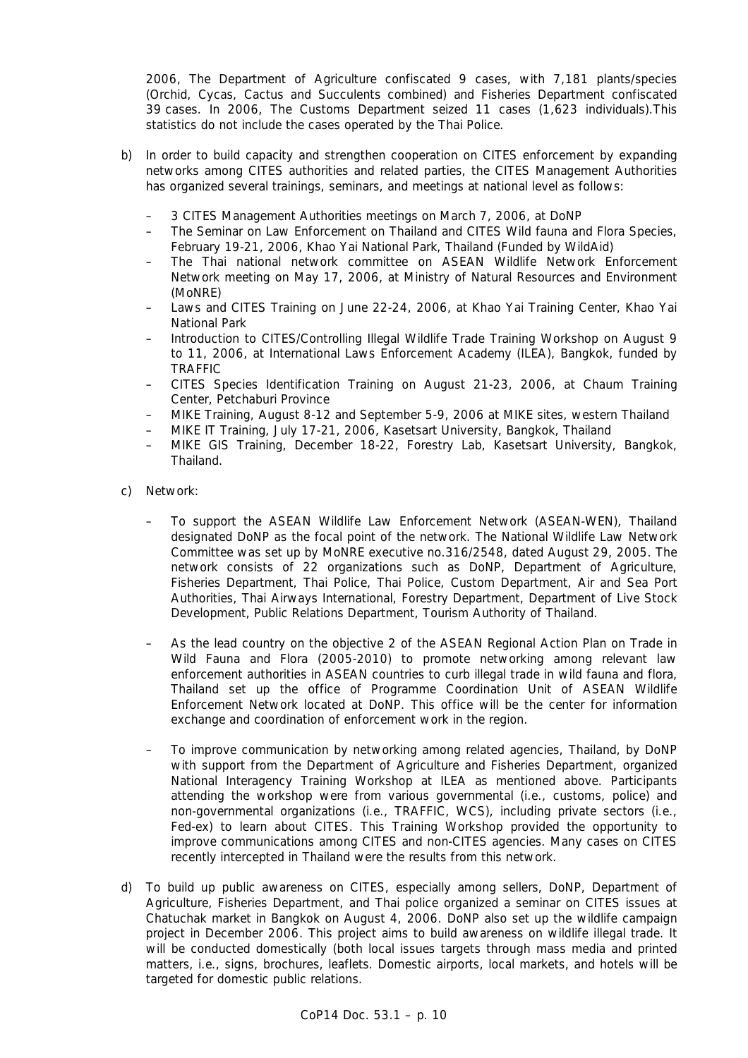2006, The Department of Agriculture confiscated 9 cases, with 7,181 plants/species (Orchid, Cycas, Cactus and Succulents combined) and Fisheries Department confiscated 39 cases. In 2006, The Customs Department seized 11 cases (1,623 individuals).This statistics do not include the cases operated by the Thai Police.

b) In order to build capacity and strengthen cooperation on CITES enforcement by expanding networks among CITES authorities and related parties, the CITES Management Authorities has organized several trainings, seminars, and meetings at national level as follows:

   – 3 CITES Management Authorities meetings on March 7, 2006, at DoNP
   – The Seminar on Law Enforcement on Thailand and CITES Wild fauna and Flora Species, February 19-21, 2006, Khao Yai National Park, Thailand (Funded by WildAid)
   – The Thai national network committee on ASEAN Wildlife Network Enforcement Network meeting on May 17, 2006, at Ministry of Natural Resources and Environment (MoNRE)
   – Laws and CITES Training on June 22-24, 2006, at Khao Yai Training Center, Khao Yai National Park
   – Introduction to CITES/Controlling Illegal Wildlife Trade Training Workshop on August 9 to 11, 2006, at International Laws Enforcement Academy (ILEA), Bangkok, funded by TRAFFIC
   – CITES Species Identification Training on August 21-23, 2006, at Chaum Training Center, Petchaburi Province
   – MIKE Training, August 8-12 and September 5-9, 2006 at MIKE sites, western Thailand
   – MIKE IT Training, July 17-21, 2006, Kasetsart University, Bangkok, Thailand
   – MIKE GIS Training, December 18-22, Forestry Lab, Kasetsart University, Bangkok, Thailand.

c) Network:

   – To support the ASEAN Wildlife Law Enforcement Network (ASEAN-WEN), Thailand designated DoNP as the focal point of the network. The National Wildlife Law Network Committee was set up by MoNRE executive no.316/2548, dated August 29, 2005. The network consists of 22 organizations such as DoNP, Department of Agriculture, Fisheries Department, Thai Police, Thai Police, Custom Department, Air and Sea Port Authorities, Thai Airways International, Forestry Department, Department of Live Stock Development, Public Relations Department, Tourism Authority of Thailand.

   – As the lead country on the objective 2 of the ASEAN Regional Action Plan on Trade in Wild Fauna and Flora (2005-2010) to promote networking among relevant law enforcement authorities in ASEAN countries to curb illegal trade in wild fauna and flora, Thailand set up the office of Programme Coordination Unit of ASEAN Wildlife Enforcement Network located at DoNP. This office will be the center for information exchange and coordination of enforcement work in the region.

   – To improve communication by networking among related agencies, Thailand, by DoNP with support from the Department of Agriculture and Fisheries Department, organized National Interagency Training Workshop at ILEA as mentioned above. Participants attending the workshop were from various governmental (i.e., customs, police) and non-governmental organizations (i.e., TRAFFIC, WCS), including private sectors (i.e., Fed-ex) to learn about CITES. This Training Workshop provided the opportunity to improve communications among CITES and non-CITES agencies. Many cases on CITES recently intercepted in Thailand were the results from this network.

d) To build up public awareness on CITES, especially among sellers, DoNP, Department of Agriculture, Fisheries Department, and Thai police organized a seminar on CITES issues at Chatuchak market in Bangkok on August 4, 2006. DoNP also set up the wildlife campaign project in December 2006. This project aims to build awareness on wildlife illegal trade. It will be conducted domestically (both local issues targets through mass media and printed matters, i.e., signs, brochures, leaflets. Domestic airports, local markets, and hotels will be targeted for domestic public relations.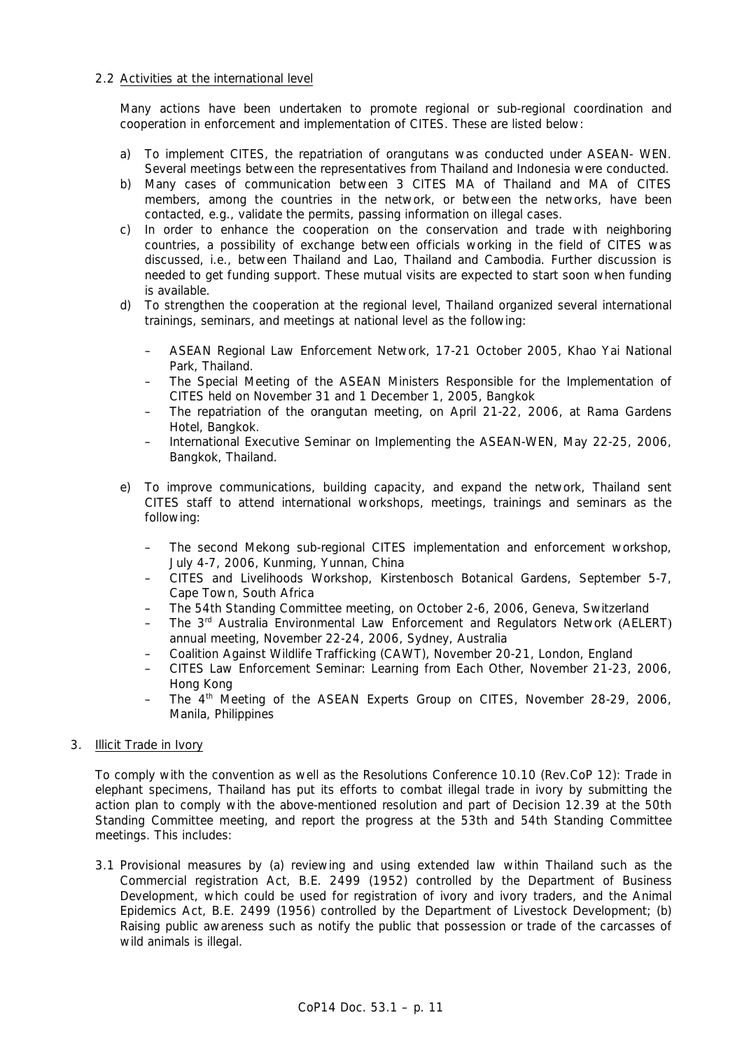2.2 Activities at the international level

Many actions have been undertaken to promote regional or sub-regional coordination and cooperation in enforcement and implementation of CITES. These are listed below:

a) To implement CITES, the repatriation of orangutans was conducted under ASEAN- WEN. Several meetings between the representatives from Thailand and Indonesia were conducted.
b) Many cases of communication between 3 CITES MA of Thailand and MA of CITES members, among the countries in the network, or between the networks, have been contacted, e.g., validate the permits, passing information on illegal cases.
c) In order to enhance the cooperation on the conservation and trade with neighboring countries, a possibility of exchange between officials working in the field of CITES was discussed, i.e., between Thailand and Lao, Thailand and Cambodia. Further discussion is needed to get funding support. These mutual visits are expected to start soon when funding is available.
d) To strengthen the cooperation at the regional level, Thailand organized several international trainings, seminars, and meetings at national level as the following:

   – ASEAN Regional Law Enforcement Network, 17-21 October 2005, Khao Yai National Park, Thailand.
   – The Special Meeting of the ASEAN Ministers Responsible for the Implementation of CITES held on November 31 and 1 December 1, 2005, Bangkok
   – The repatriation of the orangutan meeting, on April 21-22, 2006, at Rama Gardens Hotel, Bangkok.
   – International Executive Seminar on Implementing the ASEAN-WEN, May 22-25, 2006, Bangkok, Thailand.

e) To improve communications, building capacity, and expand the network, Thailand sent CITES staff to attend international workshops, meetings, trainings and seminars as the following:

   – The second Mekong sub-regional CITES implementation and enforcement workshop, July 4-7, 2006, Kunming, Yunnan, China
   – CITES and Livelihoods Workshop, Kirstenbosch Botanical Gardens, September 5-7, Cape Town, South Africa
   – The 54th Standing Committee meeting, on October 2-6, 2006, Geneva, Switzerland
   – The 3rd Australia Environmental Law Enforcement and Regulators Network (AELERT) annual meeting, November 22-24, 2006, Sydney, Australia
   – Coalition Against Wildlife Trafficking (CAWT), November 20-21, London, England
   – CITES Law Enforcement Seminar: Learning from Each Other, November 21-23, 2006, Hong Kong
   – The 4th Meeting of the ASEAN Experts Group on CITES, November 28-29, 2006, Manila, Philippines

3. Illicit Trade in Ivory

To comply with the convention as well as the Resolutions Conference 10.10 (Rev.CoP 12): Trade in elephant specimens, Thailand has put its efforts to combat illegal trade in ivory by submitting the action plan to comply with the above-mentioned resolution and part of Decision 12.39 at the 50th Standing Committee meeting, and report the progress at the 53th and 54th Standing Committee meetings. This includes:

3.1 Provisional measures by (a) reviewing and using extended law within Thailand such as the Commercial registration Act, B.E. 2499 (1952) controlled by the Department of Business Development, which could be used for registration of ivory and ivory traders, and the Animal Epidemics Act, B.E. 2499 (1956) controlled by the Department of Livestock Development; (b) Raising public awareness such as notify the public that possession or trade of the carcasses of wild animals is illegal.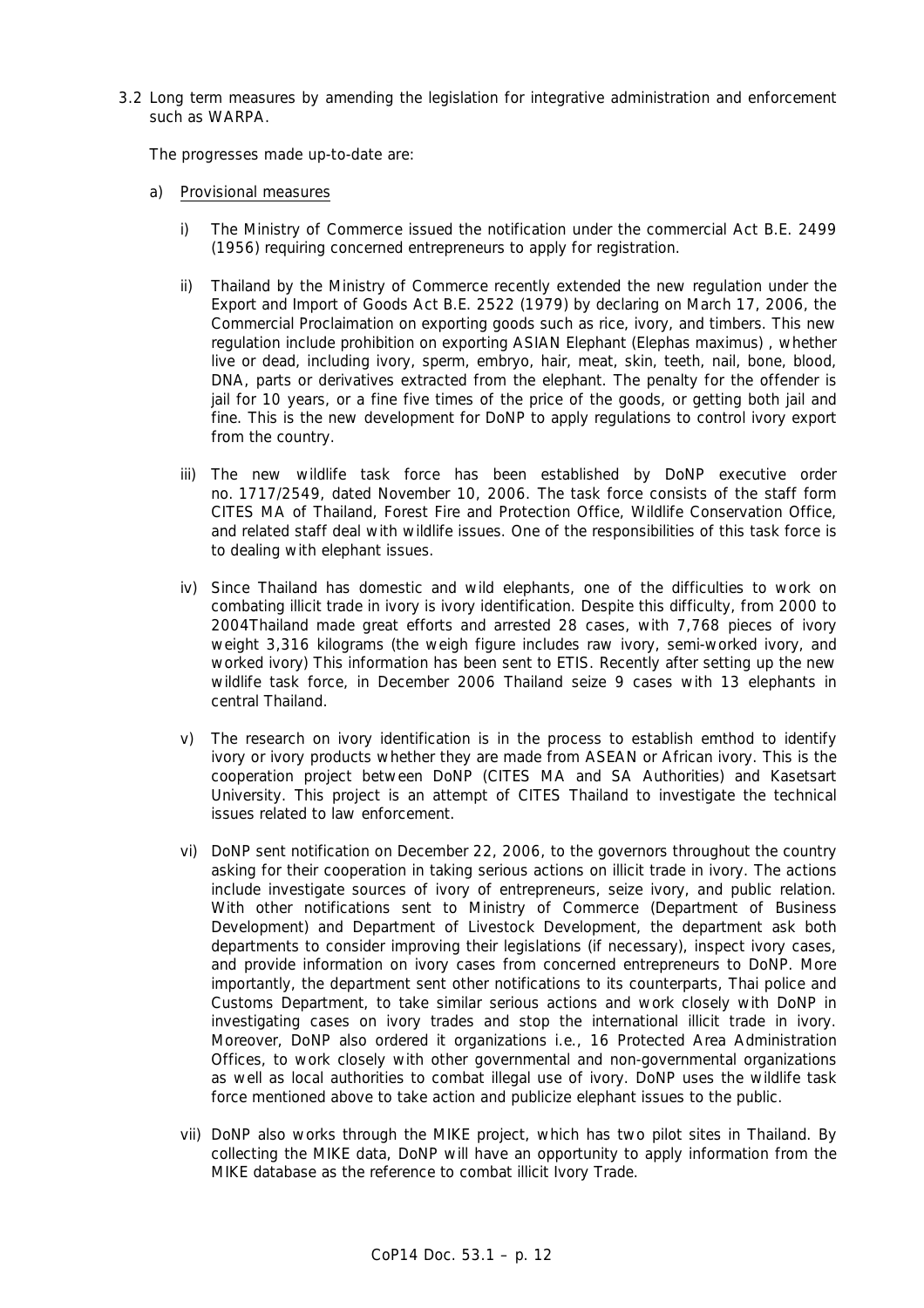3.2 Long term measures by amending the legislation for integrative administration and enforcement such as WARPA.

The progresses made up-to-date are:

a) Provisional measures

i) The Ministry of Commerce issued the notification under the commercial Act B.E. 2499 (1956) requiring concerned entrepreneurs to apply for registration.

ii) Thailand by the Ministry of Commerce recently extended the new regulation under the Export and Import of Goods Act B.E. 2522 (1979) by declaring on March 17, 2006, the Commercial Proclaimation on exporting goods such as rice, ivory, and timbers. This new regulation include prohibition on exporting ASIAN Elephant (*Elephas maximus*) , whether live or dead, including ivory, sperm, embryo, hair, meat, skin, teeth, nail, bone, blood, DNA, parts or derivatives extracted from the elephant. The penalty for the offender is jail for 10 years, or a fine five times of the price of the goods, or getting both jail and fine. This is the new development for DoNP to apply regulations to control ivory export from the country.

iii) The new wildlife task force has been established by DoNP executive order no. 1717/2549, dated November 10, 2006. The task force consists of the staff form CITES MA of Thailand, Forest Fire and Protection Office, Wildlife Conservation Office, and related staff deal with wildlife issues. One of the responsibilities of this task force is to dealing with elephant issues.

iv) Since Thailand has domestic and wild elephants, one of the difficulties to work on combating illicit trade in ivory is ivory identification. Despite this difficulty, from 2000 to 2004Thailand made great efforts and arrested 28 cases, with 7,768 pieces of ivory weight 3,316 kilograms (the weigh figure includes raw ivory, semi-worked ivory, and worked ivory) This information has been sent to ETIS. Recently after setting up the new wildlife task force, in December 2006 Thailand seize 9 cases with 13 elephants in central Thailand.

v) The research on ivory identification is in the process to establish emthod to identify ivory or ivory products whether they are made from ASEAN or African ivory. This is the cooperation project between DoNP (CITES MA and SA Authorities) and Kasetsart University. This project is an attempt of CITES Thailand to investigate the technical issues related to law enforcement.

vi) DoNP sent notification on December 22, 2006, to the governors throughout the country asking for their cooperation in taking serious actions on illicit trade in ivory. The actions include investigate sources of ivory of entrepreneurs, seize ivory, and public relation. With other notifications sent to Ministry of Commerce (Department of Business Development) and Department of Livestock Development, the department ask both departments to consider improving their legislations (if necessary), inspect ivory cases, and provide information on ivory cases from concerned entrepreneurs to DoNP. More importantly, the department sent other notifications to its counterparts, Thai police and Customs Department, to take similar serious actions and work closely with DoNP in investigating cases on ivory trades and stop the international illicit trade in ivory. Moreover, DoNP also ordered it organizations i.e., 16 Protected Area Administration Offices, to work closely with other governmental and non-governmental organizations as well as local authorities to combat illegal use of ivory. DoNP uses the wildlife task force mentioned above to take action and publicize elephant issues to the public.

vii) DoNP also works through the MIKE project, which has two pilot sites in Thailand. By collecting the MIKE data, DoNP will have an opportunity to apply information from the MIKE database as the reference to combat illicit Ivory Trade.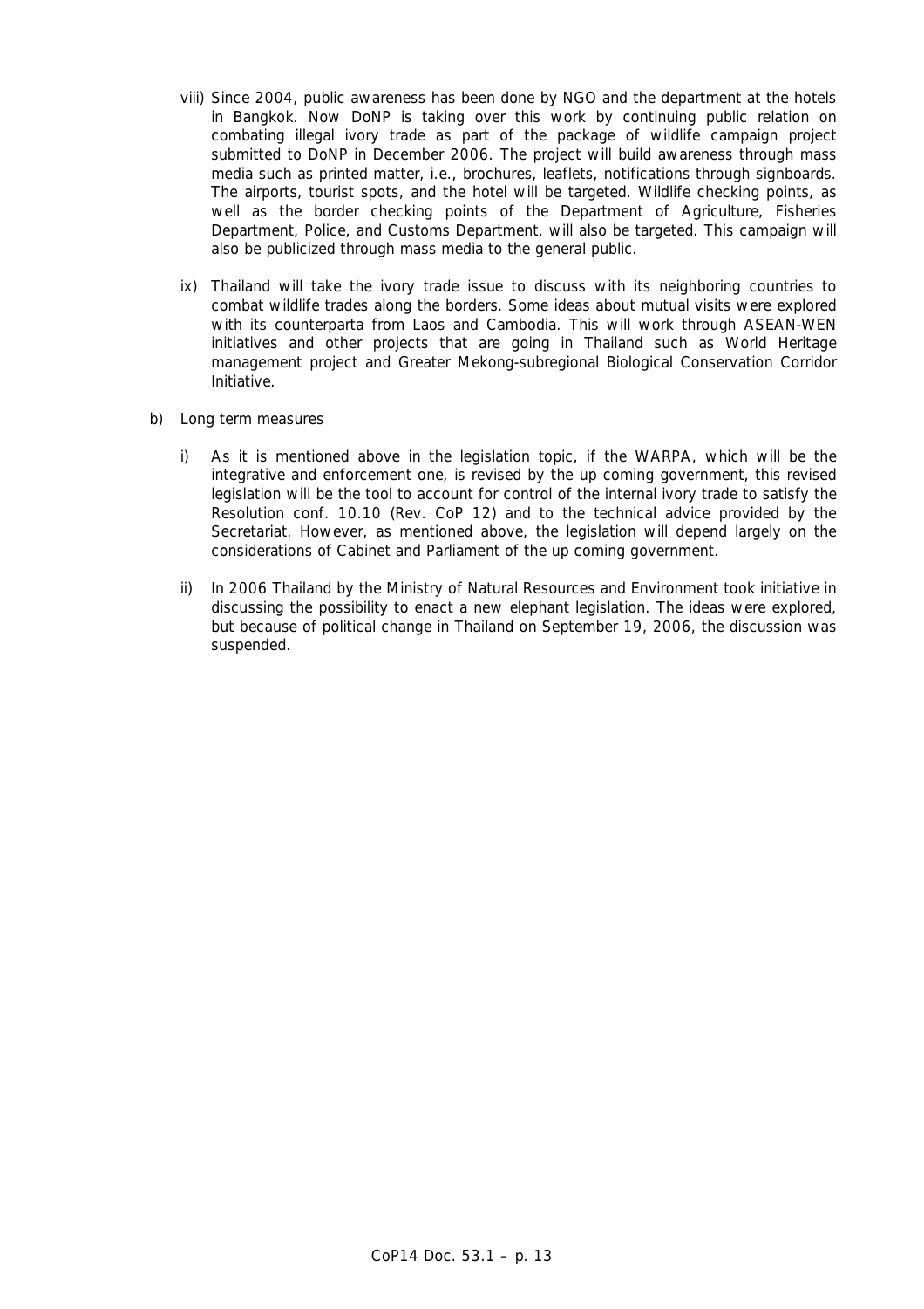viii) Since 2004, public awareness has been done by NGO and the department at the hotels in Bangkok. Now DoNP is taking over this work by continuing public relation on combating illegal ivory trade as part of the package of wildlife campaign project submitted to DoNP in December 2006. The project will build awareness through mass media such as printed matter, i.e., brochures, leaflets, notifications through signboards. The airports, tourist spots, and the hotel will be targeted. Wildlife checking points, as well as the border checking points of the Department of Agriculture, Fisheries Department, Police, and Customs Department, will also be targeted. This campaign will also be publicized through mass media to the general public.

ix) Thailand will take the ivory trade issue to discuss with its neighboring countries to combat wildlife trades along the borders. Some ideas about mutual visits were explored with its counterparta from Laos and Cambodia. This will work through ASEAN-WEN initiatives and other projects that are going in Thailand such as World Heritage management project and Greater Mekong-subregional Biological Conservation Corridor Initiative.

b) Long term measures

i) As it is mentioned above in the legislation topic, if the WARPA, which will be the integrative and enforcement one, is revised by the up coming government, this revised legislation will be the tool to account for control of the internal ivory trade to satisfy the Resolution conf. 10.10 (Rev. CoP 12) and to the technical advice provided by the Secretariat. However, as mentioned above, the legislation will depend largely on the considerations of Cabinet and Parliament of the up coming government.

ii) In 2006 Thailand by the Ministry of Natural Resources and Environment took initiative in discussing the possibility to enact a new elephant legislation. The ideas were explored, but because of political change in Thailand on September 19, 2006, the discussion was suspended.